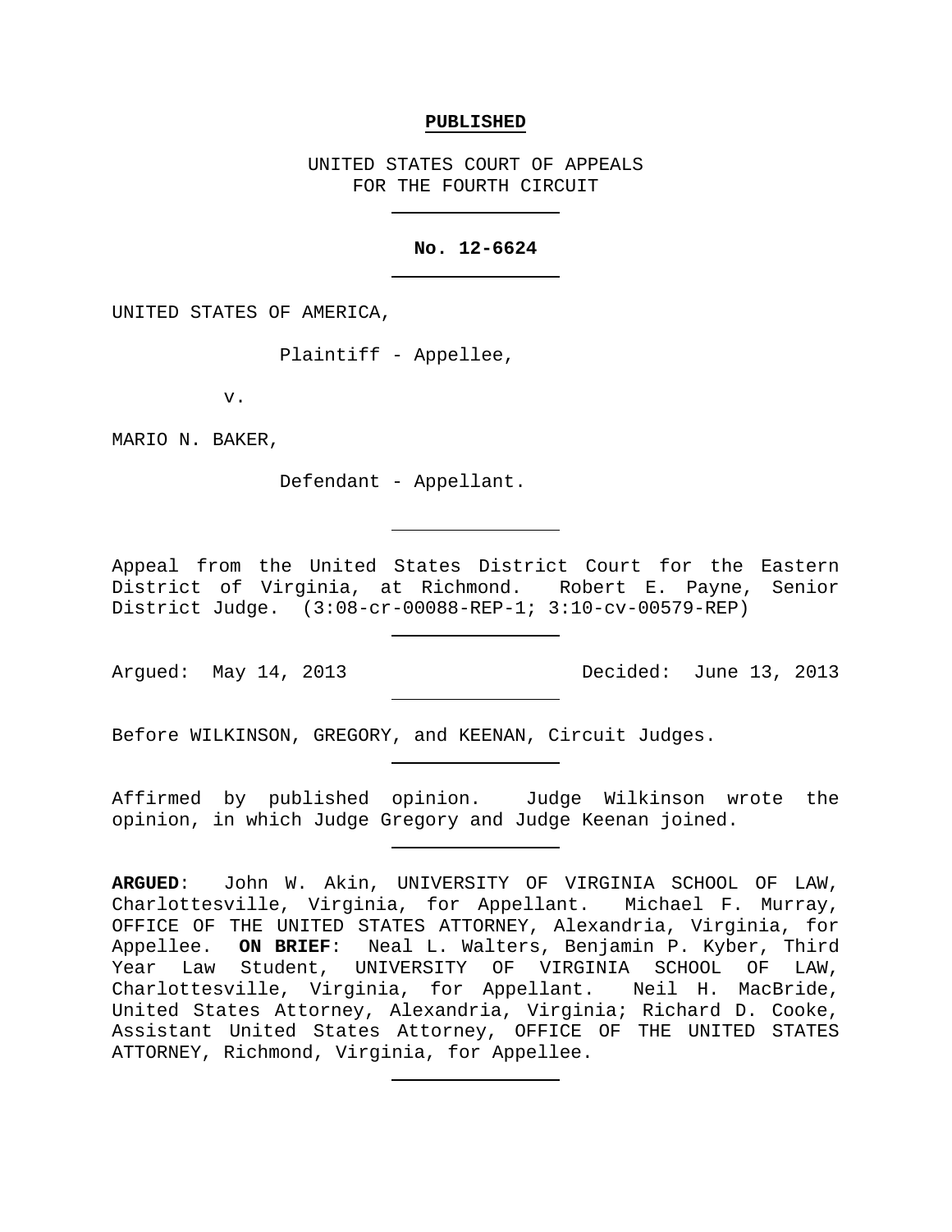**PUBLISHED**

UNITED STATES COURT OF APPEALS
FOR THE FOURTH CIRCUIT

**No. 12-6624**

UNITED STATES OF AMERICA,

Plaintiff - Appellee,

v.

MARIO N. BAKER,

Defendant - Appellant.

Appeal from the United States District Court for the Eastern District of Virginia, at Richmond. Robert E. Payne, Senior District Judge. (3:08-cr-00088-REP-1; 3:10-cv-00579-REP)

Argued: May 14, 2013 Decided: June 13, 2013

Before WILKINSON, GREGORY, and KEENAN, Circuit Judges.

Affirmed by published opinion. Judge Wilkinson wrote the opinion, in which Judge Gregory and Judge Keenan joined.

**ARGUED**: John W. Akin, UNIVERSITY OF VIRGINIA SCHOOL OF LAW, Charlottesville, Virginia, for Appellant. Michael F. Murray, OFFICE OF THE UNITED STATES ATTORNEY, Alexandria, Virginia, for Appellee. **ON BRIEF**: Neal L. Walters, Benjamin P. Kyber, Third Year Law Student, UNIVERSITY OF VIRGINIA SCHOOL OF LAW, Charlottesville, Virginia, for Appellant. Neil H. MacBride, United States Attorney, Alexandria, Virginia; Richard D. Cooke, Assistant United States Attorney, OFFICE OF THE UNITED STATES ATTORNEY, Richmond, Virginia, for Appellee.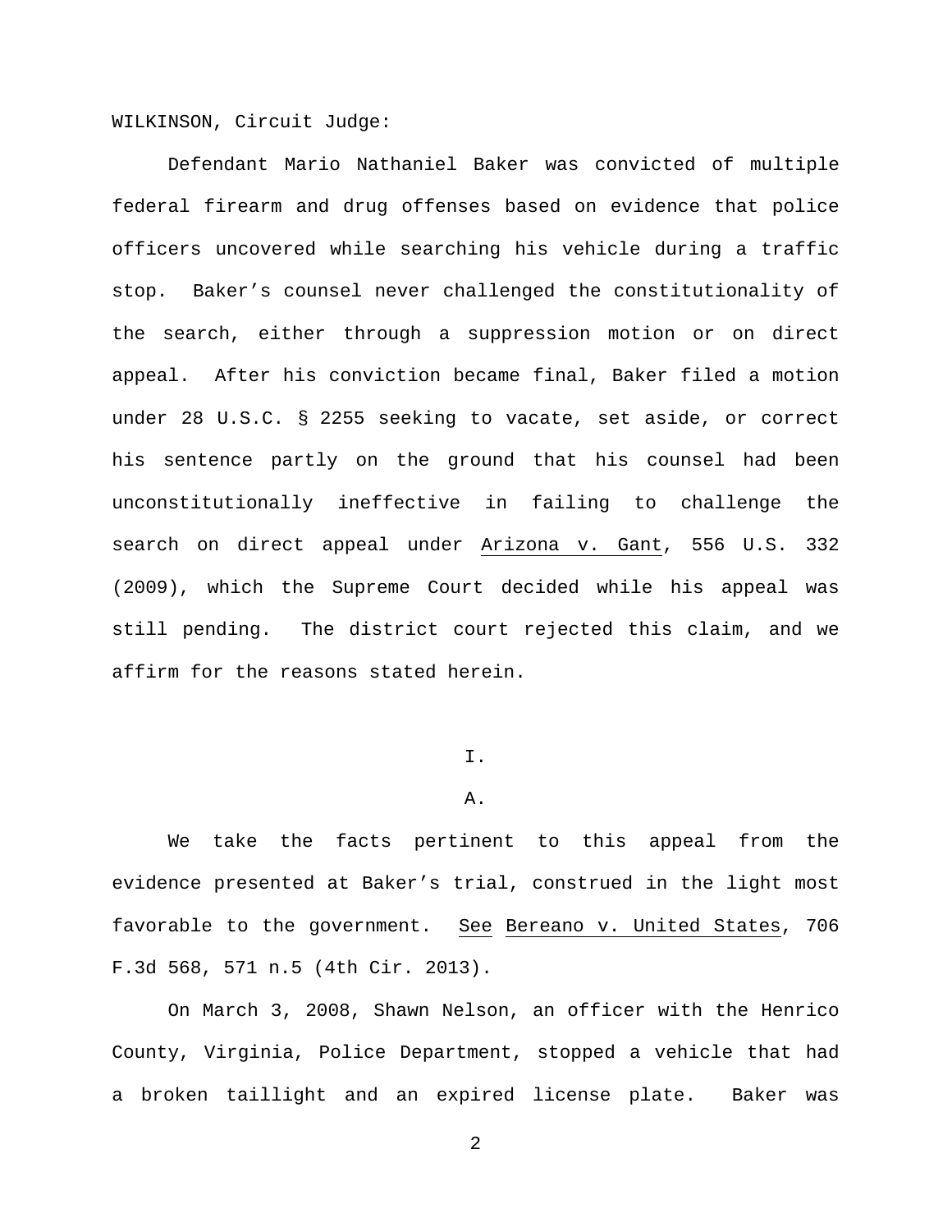WILKINSON, Circuit Judge:

Defendant Mario Nathaniel Baker was convicted of multiple federal firearm and drug offenses based on evidence that police officers uncovered while searching his vehicle during a traffic stop. Baker's counsel never challenged the constitutionality of the search, either through a suppression motion or on direct appeal. After his conviction became final, Baker filed a motion under 28 U.S.C. § 2255 seeking to vacate, set aside, or correct his sentence partly on the ground that his counsel had been unconstitutionally ineffective in failing to challenge the search on direct appeal under Arizona v. Gant, 556 U.S. 332 (2009), which the Supreme Court decided while his appeal was still pending. The district court rejected this claim, and we affirm for the reasons stated herein.

## I.

### A.

We take the facts pertinent to this appeal from the evidence presented at Baker's trial, construed in the light most favorable to the government. See Bereano v. United States, 706 F.3d 568, 571 n.5 (4th Cir. 2013).

On March 3, 2008, Shawn Nelson, an officer with the Henrico County, Virginia, Police Department, stopped a vehicle that had a broken taillight and an expired license plate. Baker was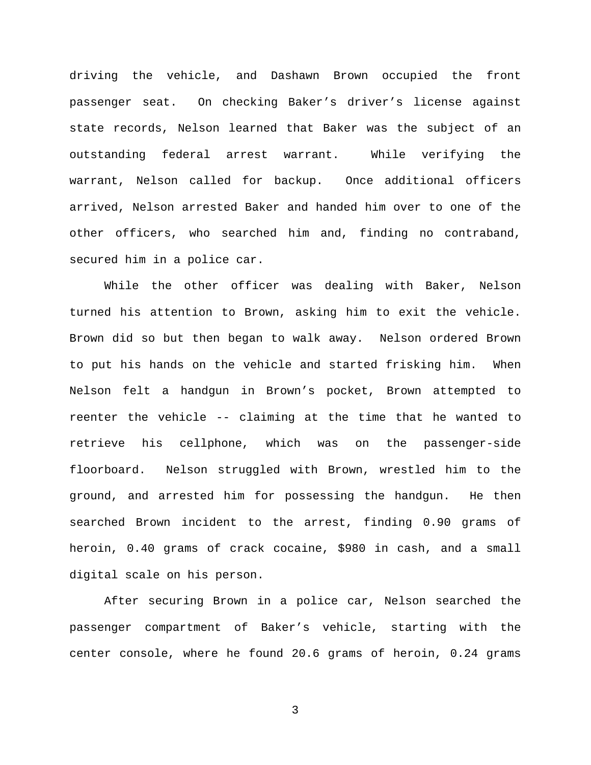driving the vehicle, and Dashawn Brown occupied the front passenger seat. On checking Baker's driver's license against state records, Nelson learned that Baker was the subject of an outstanding federal arrest warrant. While verifying the warrant, Nelson called for backup. Once additional officers arrived, Nelson arrested Baker and handed him over to one of the other officers, who searched him and, finding no contraband, secured him in a police car.

While the other officer was dealing with Baker, Nelson turned his attention to Brown, asking him to exit the vehicle. Brown did so but then began to walk away. Nelson ordered Brown to put his hands on the vehicle and started frisking him. When Nelson felt a handgun in Brown's pocket, Brown attempted to reenter the vehicle -- claiming at the time that he wanted to retrieve his cellphone, which was on the passenger-side floorboard. Nelson struggled with Brown, wrestled him to the ground, and arrested him for possessing the handgun. He then searched Brown incident to the arrest, finding 0.90 grams of heroin, 0.40 grams of crack cocaine, $980 in cash, and a small digital scale on his person.

After securing Brown in a police car, Nelson searched the passenger compartment of Baker's vehicle, starting with the center console, where he found 20.6 grams of heroin, 0.24 grams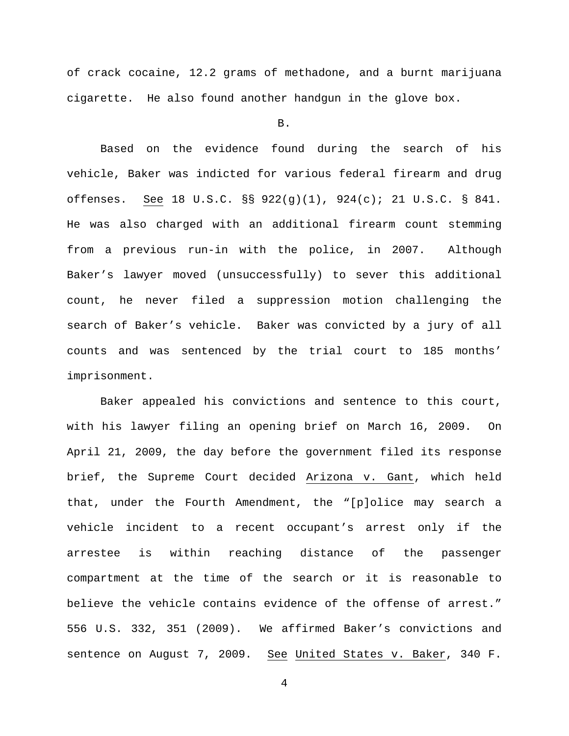of crack cocaine, 12.2 grams of methadone, and a burnt marijuana cigarette. He also found another handgun in the glove box.

B.

Based on the evidence found during the search of his vehicle, Baker was indicted for various federal firearm and drug offenses. See 18 U.S.C. §§ 922(g)(1), 924(c); 21 U.S.C. § 841. He was also charged with an additional firearm count stemming from a previous run-in with the police, in 2007. Although Baker's lawyer moved (unsuccessfully) to sever this additional count, he never filed a suppression motion challenging the search of Baker's vehicle. Baker was convicted by a jury of all counts and was sentenced by the trial court to 185 months' imprisonment.

Baker appealed his convictions and sentence to this court, with his lawyer filing an opening brief on March 16, 2009. On April 21, 2009, the day before the government filed its response brief, the Supreme Court decided Arizona v. Gant, which held that, under the Fourth Amendment, the "[p]olice may search a vehicle incident to a recent occupant's arrest only if the arrestee is within reaching distance of the passenger compartment at the time of the search or it is reasonable to believe the vehicle contains evidence of the offense of arrest." 556 U.S. 332, 351 (2009). We affirmed Baker's convictions and sentence on August 7, 2009. See United States v. Baker, 340 F.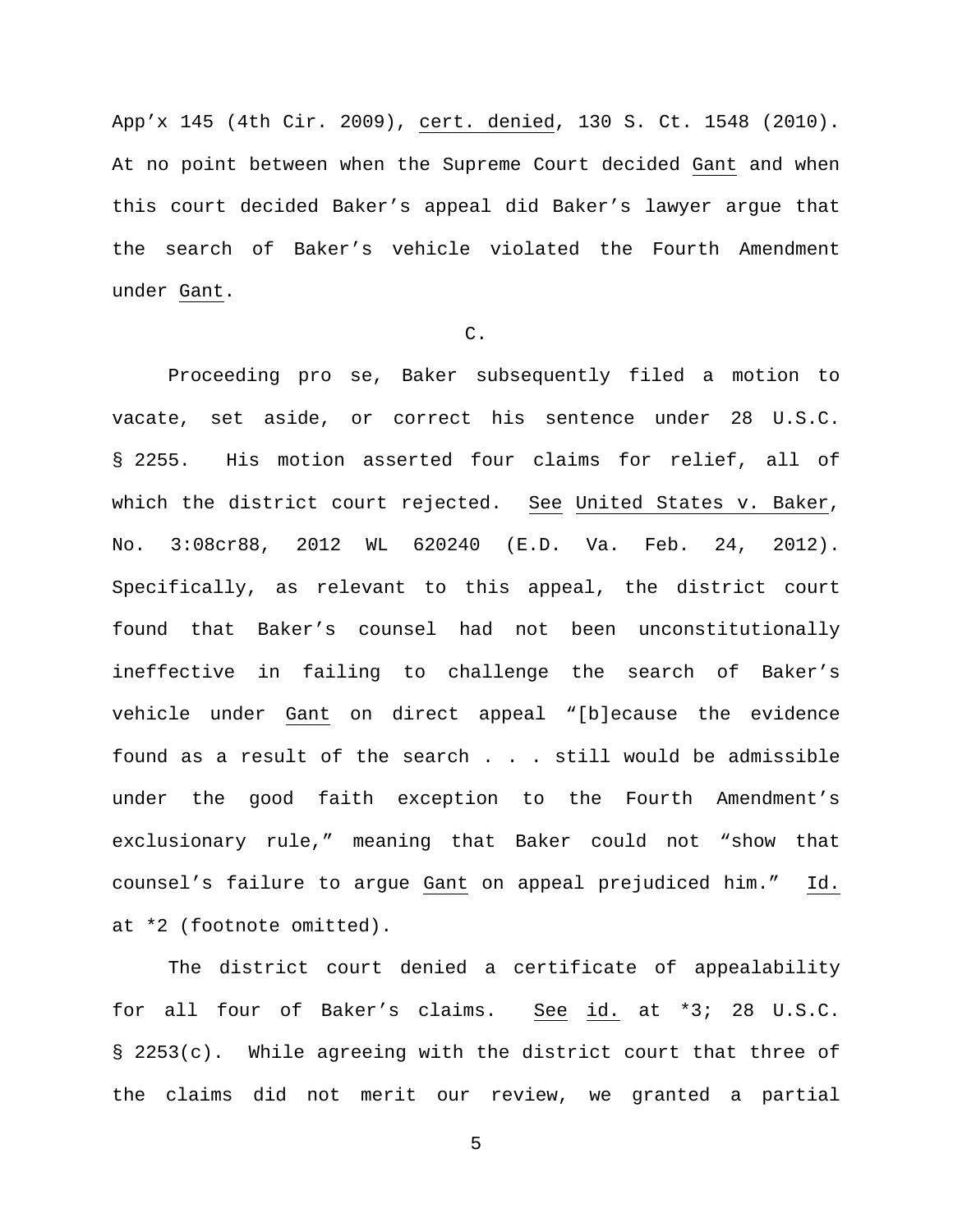App'x 145 (4th Cir. 2009), cert. denied, 130 S. Ct. 1548 (2010). At no point between when the Supreme Court decided Gant and when this court decided Baker's appeal did Baker's lawyer argue that the search of Baker's vehicle violated the Fourth Amendment under Gant.

C.

Proceeding pro se, Baker subsequently filed a motion to vacate, set aside, or correct his sentence under 28 U.S.C. § 2255. His motion asserted four claims for relief, all of which the district court rejected. See United States v. Baker, No. 3:08cr88, 2012 WL 620240 (E.D. Va. Feb. 24, 2012). Specifically, as relevant to this appeal, the district court found that Baker's counsel had not been unconstitutionally ineffective in failing to challenge the search of Baker's vehicle under Gant on direct appeal "[b]ecause the evidence found as a result of the search . . . still would be admissible under the good faith exception to the Fourth Amendment's exclusionary rule," meaning that Baker could not "show that counsel's failure to argue Gant on appeal prejudiced him." Id. at *2 (footnote omitted).

The district court denied a certificate of appealability for all four of Baker's claims. See id. at *3; 28 U.S.C. § 2253(c). While agreeing with the district court that three of the claims did not merit our review, we granted a partial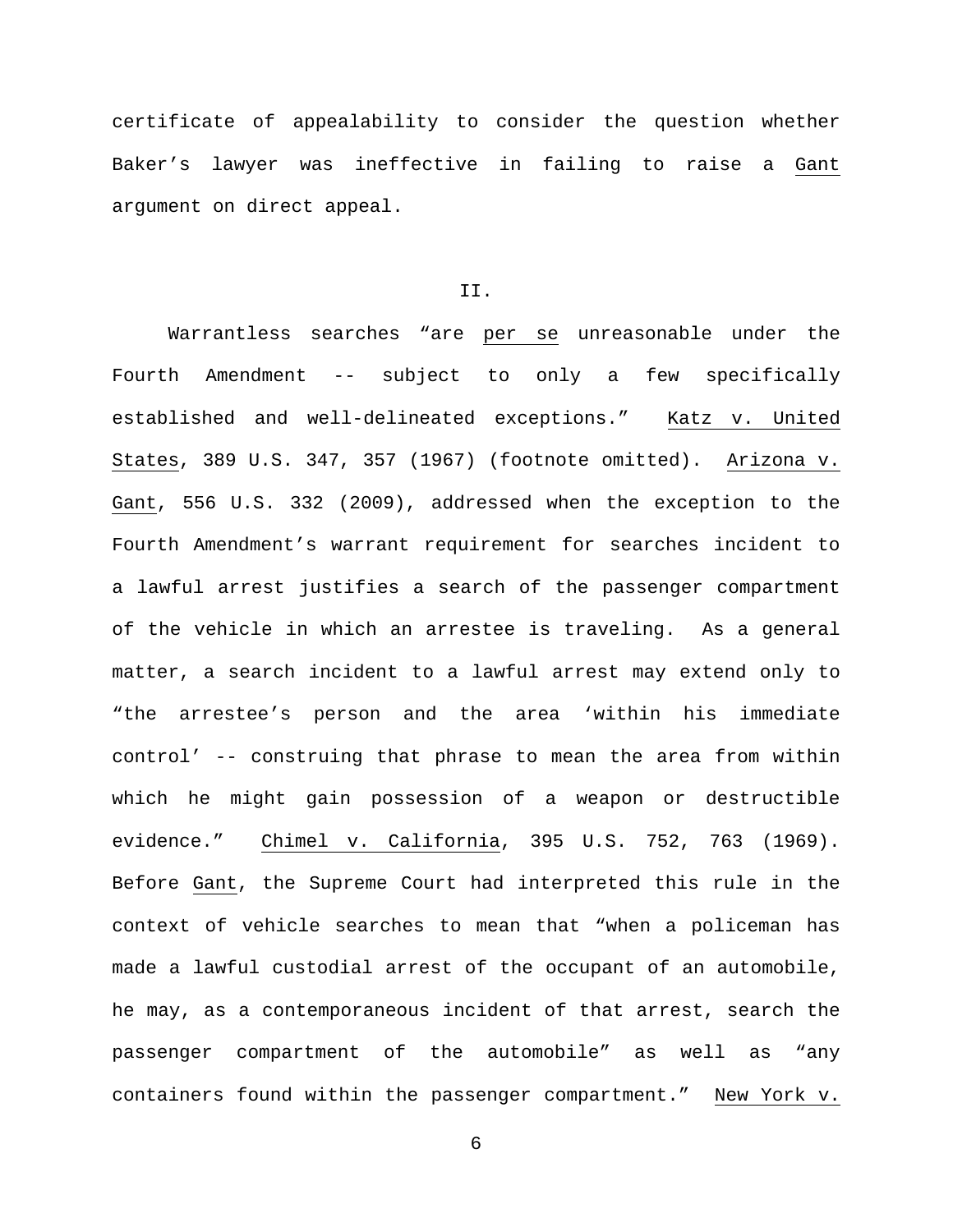certificate of appealability to consider the question whether Baker's lawyer was ineffective in failing to raise a Gant argument on direct appeal.

## II.

Warrantless searches "are per se unreasonable under the Fourth Amendment -- subject to only a few specifically established and well-delineated exceptions." Katz v. United States, 389 U.S. 347, 357 (1967) (footnote omitted). Arizona v. Gant, 556 U.S. 332 (2009), addressed when the exception to the Fourth Amendment's warrant requirement for searches incident to a lawful arrest justifies a search of the passenger compartment of the vehicle in which an arrestee is traveling. As a general matter, a search incident to a lawful arrest may extend only to "the arrestee's person and the area 'within his immediate control' -- construing that phrase to mean the area from within which he might gain possession of a weapon or destructible evidence." Chimel v. California, 395 U.S. 752, 763 (1969). Before Gant, the Supreme Court had interpreted this rule in the context of vehicle searches to mean that "when a policeman has made a lawful custodial arrest of the occupant of an automobile, he may, as a contemporaneous incident of that arrest, search the passenger compartment of the automobile" as well as "any containers found within the passenger compartment." New York v.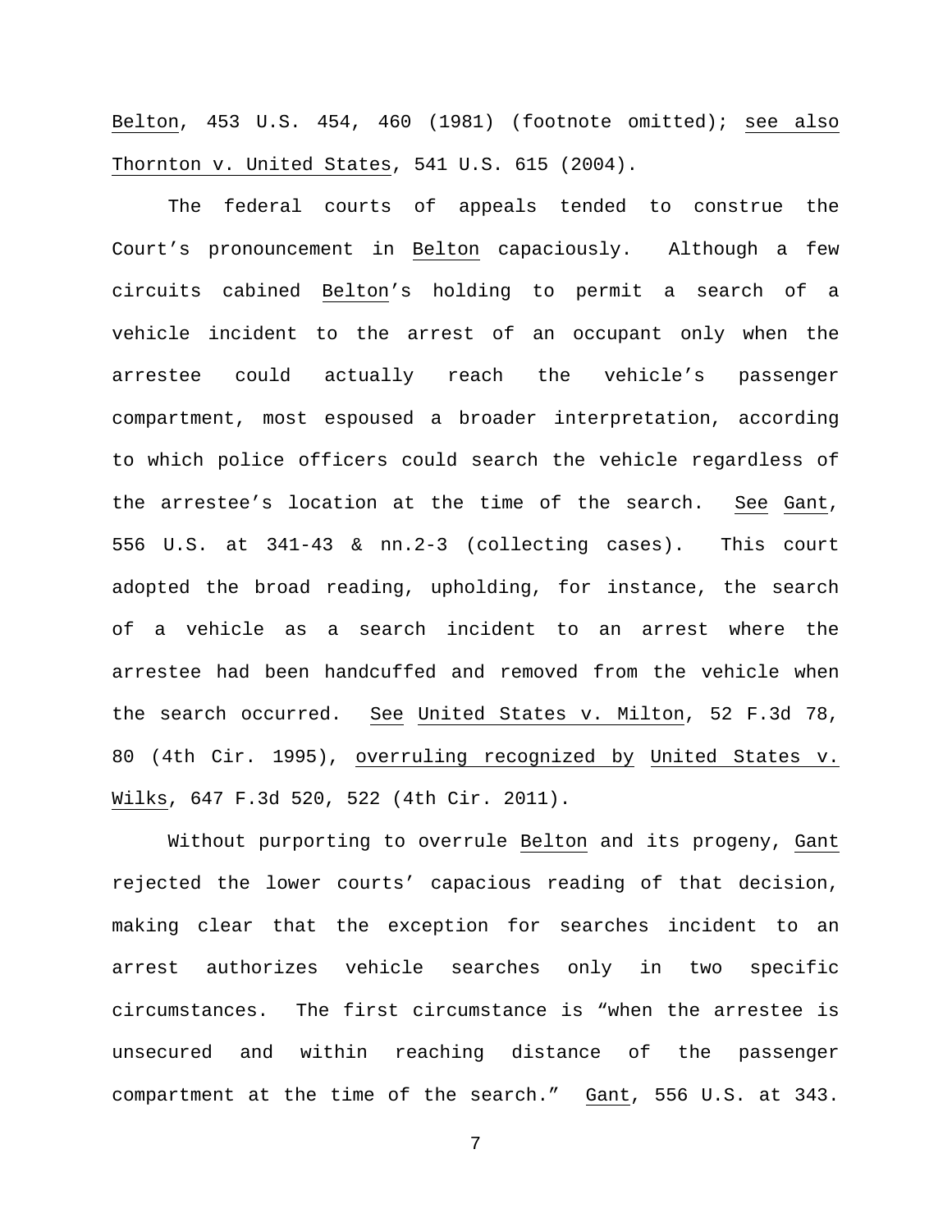Belton, 453 U.S. 454, 460 (1981) (footnote omitted); see also Thornton v. United States, 541 U.S. 615 (2004).

The federal courts of appeals tended to construe the Court's pronouncement in Belton capaciously. Although a few circuits cabined Belton's holding to permit a search of a vehicle incident to the arrest of an occupant only when the arrestee could actually reach the vehicle's passenger compartment, most espoused a broader interpretation, according to which police officers could search the vehicle regardless of the arrestee's location at the time of the search. See Gant, 556 U.S. at 341-43 & nn.2-3 (collecting cases). This court adopted the broad reading, upholding, for instance, the search of a vehicle as a search incident to an arrest where the arrestee had been handcuffed and removed from the vehicle when the search occurred. See United States v. Milton, 52 F.3d 78, 80 (4th Cir. 1995), overruling recognized by United States v. Wilks, 647 F.3d 520, 522 (4th Cir. 2011).

Without purporting to overrule Belton and its progeny, Gant rejected the lower courts' capacious reading of that decision, making clear that the exception for searches incident to an arrest authorizes vehicle searches only in two specific circumstances. The first circumstance is "when the arrestee is unsecured and within reaching distance of the passenger compartment at the time of the search." Gant, 556 U.S. at 343.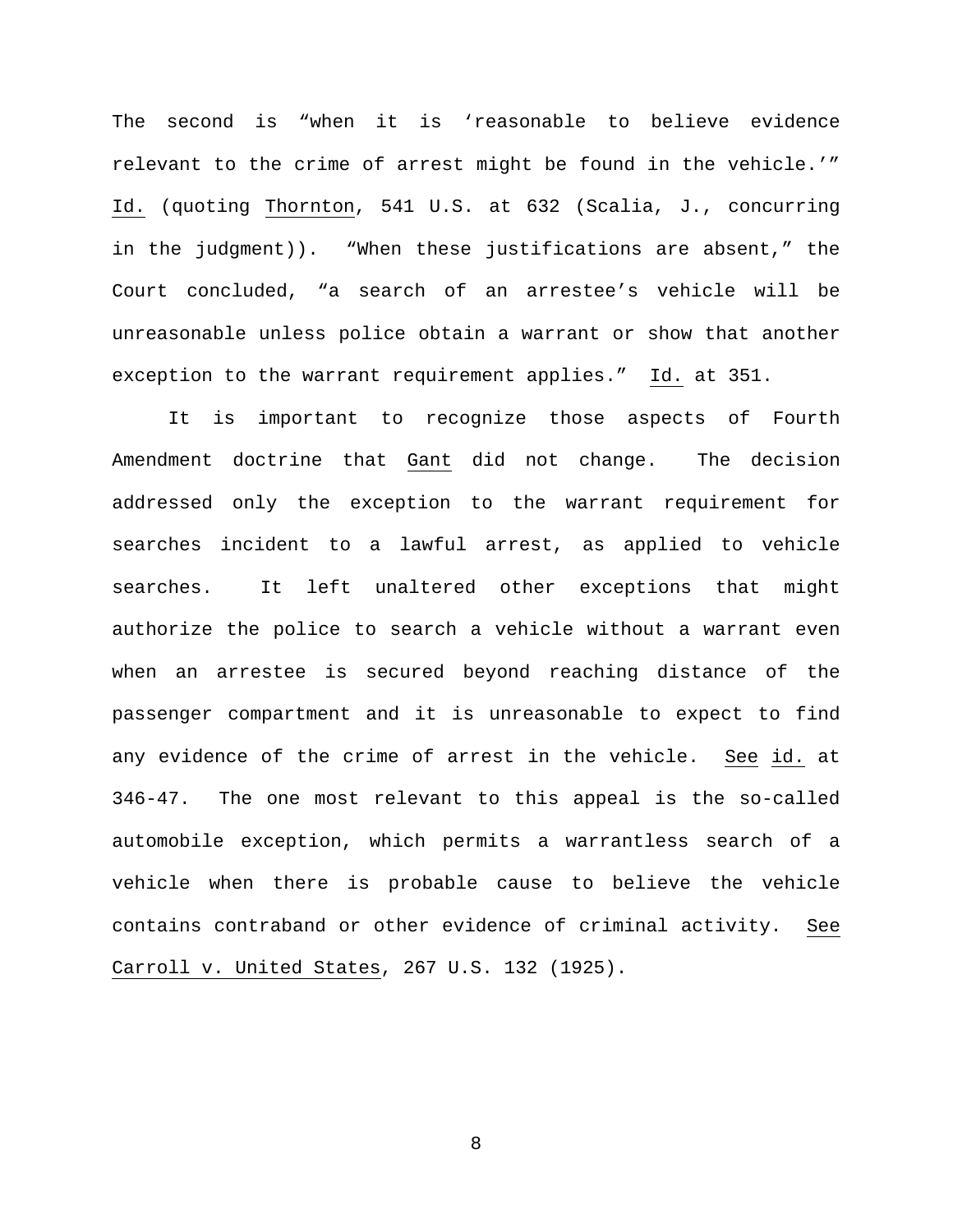The second is "when it is 'reasonable to believe evidence relevant to the crime of arrest might be found in the vehicle.'" Id. (quoting Thornton, 541 U.S. at 632 (Scalia, J., concurring in the judgment)). "When these justifications are absent," the Court concluded, "a search of an arrestee's vehicle will be unreasonable unless police obtain a warrant or show that another exception to the warrant requirement applies." Id. at 351.

It is important to recognize those aspects of Fourth Amendment doctrine that Gant did not change. The decision addressed only the exception to the warrant requirement for searches incident to a lawful arrest, as applied to vehicle searches. It left unaltered other exceptions that might authorize the police to search a vehicle without a warrant even when an arrestee is secured beyond reaching distance of the passenger compartment and it is unreasonable to expect to find any evidence of the crime of arrest in the vehicle. See id. at 346-47. The one most relevant to this appeal is the so-called automobile exception, which permits a warrantless search of a vehicle when there is probable cause to believe the vehicle contains contraband or other evidence of criminal activity. See Carroll v. United States, 267 U.S. 132 (1925).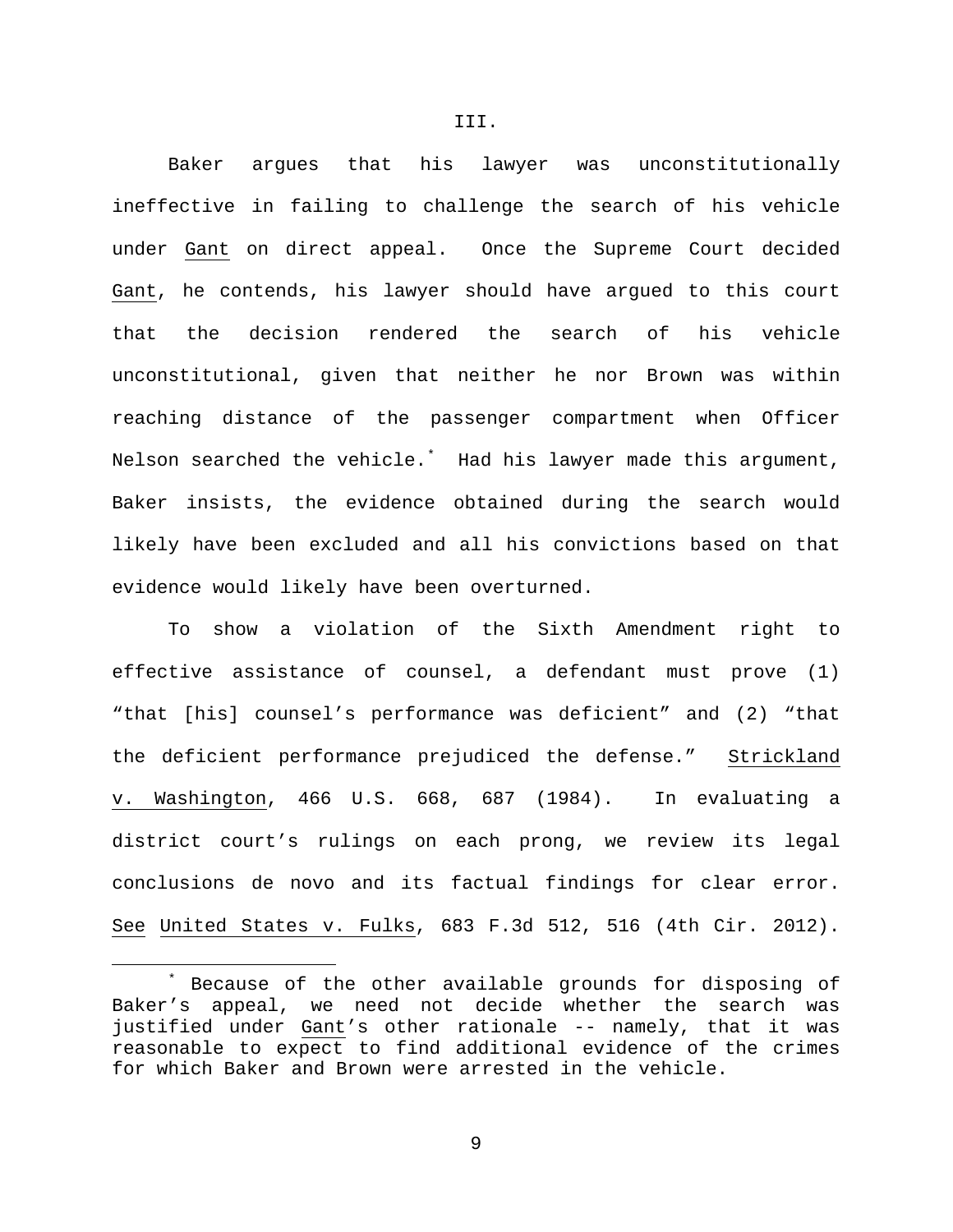## III.

Baker argues that his lawyer was unconstitutionally ineffective in failing to challenge the search of his vehicle under Gant on direct appeal. Once the Supreme Court decided Gant, he contends, his lawyer should have argued to this court that the decision rendered the search of his vehicle unconstitutional, given that neither he nor Brown was within reaching distance of the passenger compartment when Officer Nelson searched the vehicle.[*] Had his lawyer made this argument, Baker insists, the evidence obtained during the search would likely have been excluded and all his convictions based on that evidence would likely have been overturned.

To show a violation of the Sixth Amendment right to effective assistance of counsel, a defendant must prove (1) "that [his] counsel's performance was deficient" and (2) "that the deficient performance prejudiced the defense." Strickland v. Washington, 466 U.S. 668, 687 (1984). In evaluating a district court's rulings on each prong, we review its legal conclusions de novo and its factual findings for clear error. See United States v. Fulks, 683 F.3d 512, 516 (4th Cir. 2012).

---

[*] Because of the other available grounds for disposing of Baker's appeal, we need not decide whether the search was justified under Gant's other rationale -- namely, that it was reasonable to expect to find additional evidence of the crimes for which Baker and Brown were arrested in the vehicle.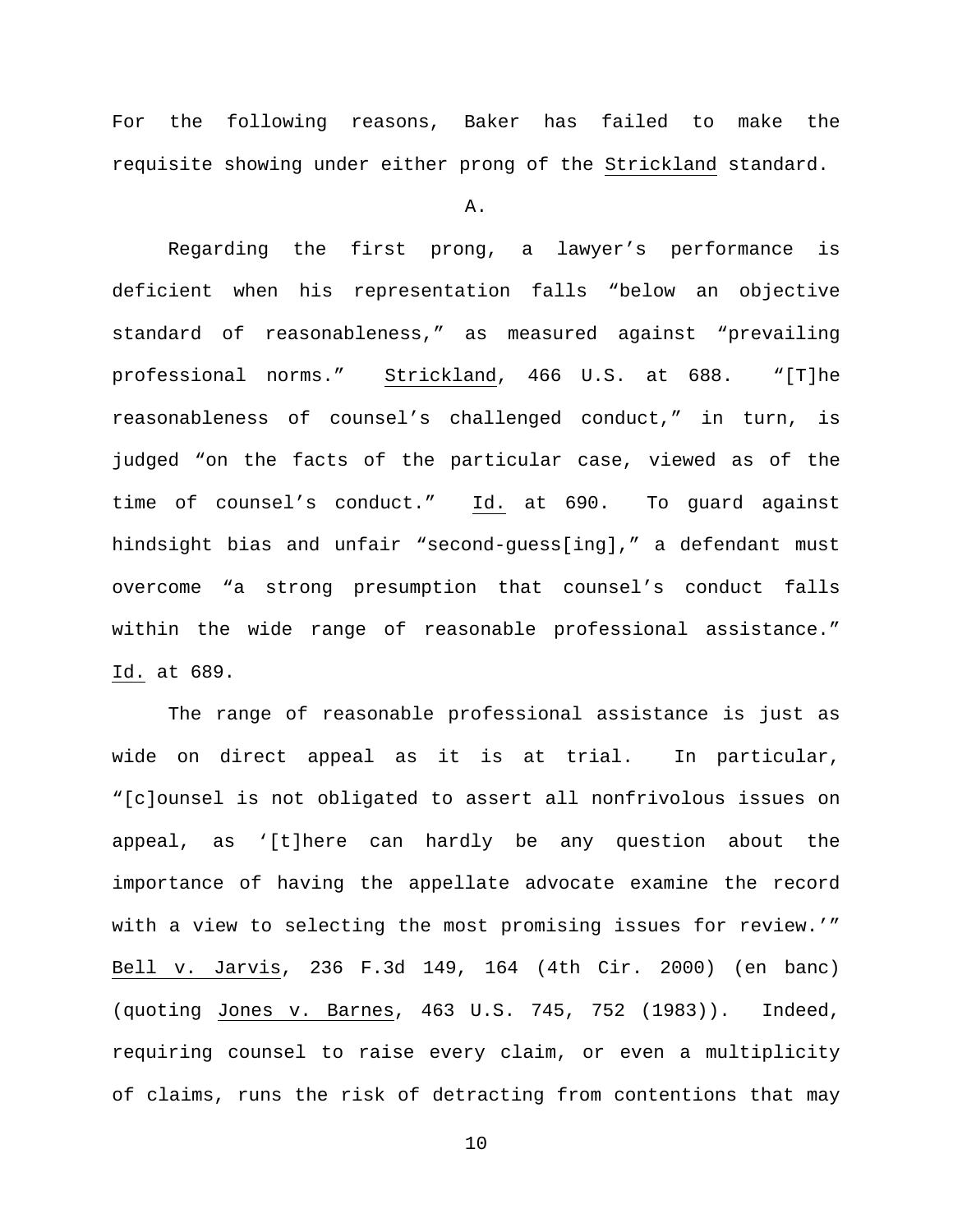For the following reasons, Baker has failed to make the requisite showing under either prong of the Strickland standard.

A.

Regarding the first prong, a lawyer's performance is deficient when his representation falls "below an objective standard of reasonableness," as measured against "prevailing professional norms." Strickland, 466 U.S. at 688. "[T]he reasonableness of counsel's challenged conduct," in turn, is judged "on the facts of the particular case, viewed as of the time of counsel's conduct." Id. at 690. To guard against hindsight bias and unfair "second-guess[ing]," a defendant must overcome "a strong presumption that counsel's conduct falls within the wide range of reasonable professional assistance." Id. at 689.

The range of reasonable professional assistance is just as wide on direct appeal as it is at trial. In particular, "[c]ounsel is not obligated to assert all nonfrivolous issues on appeal, as '[t]here can hardly be any question about the importance of having the appellate advocate examine the record with a view to selecting the most promising issues for review.'" Bell v. Jarvis, 236 F.3d 149, 164 (4th Cir. 2000) (en banc) (quoting Jones v. Barnes, 463 U.S. 745, 752 (1983)). Indeed, requiring counsel to raise every claim, or even a multiplicity of claims, runs the risk of detracting from contentions that may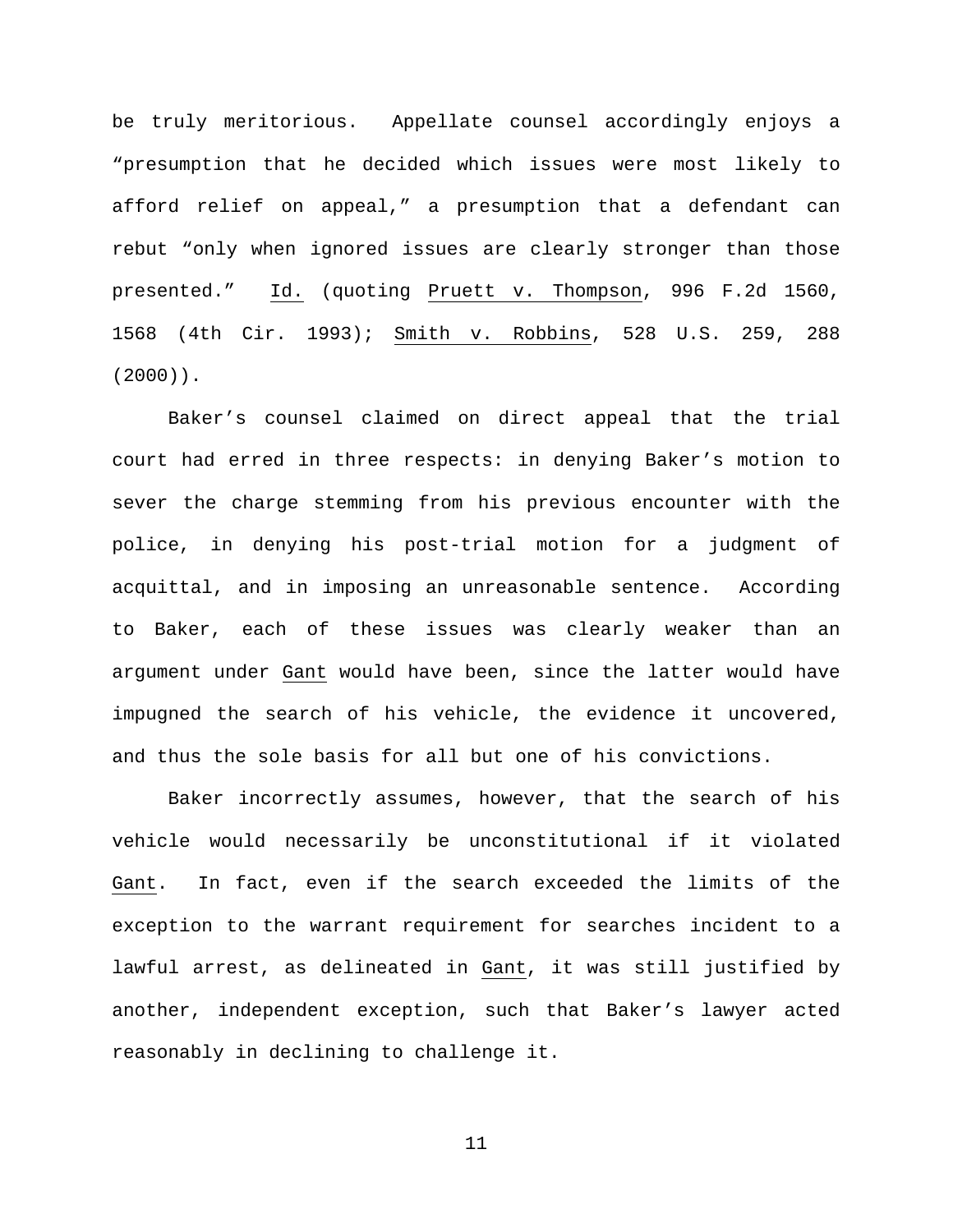be truly meritorious. Appellate counsel accordingly enjoys a "presumption that he decided which issues were most likely to afford relief on appeal," a presumption that a defendant can rebut "only when ignored issues are clearly stronger than those presented." Id. (quoting Pruett v. Thompson, 996 F.2d 1560, 1568 (4th Cir. 1993); Smith v. Robbins, 528 U.S. 259, 288 (2000)).

Baker's counsel claimed on direct appeal that the trial court had erred in three respects: in denying Baker's motion to sever the charge stemming from his previous encounter with the police, in denying his post-trial motion for a judgment of acquittal, and in imposing an unreasonable sentence. According to Baker, each of these issues was clearly weaker than an argument under Gant would have been, since the latter would have impugned the search of his vehicle, the evidence it uncovered, and thus the sole basis for all but one of his convictions.

Baker incorrectly assumes, however, that the search of his vehicle would necessarily be unconstitutional if it violated Gant. In fact, even if the search exceeded the limits of the exception to the warrant requirement for searches incident to a lawful arrest, as delineated in Gant, it was still justified by another, independent exception, such that Baker's lawyer acted reasonably in declining to challenge it.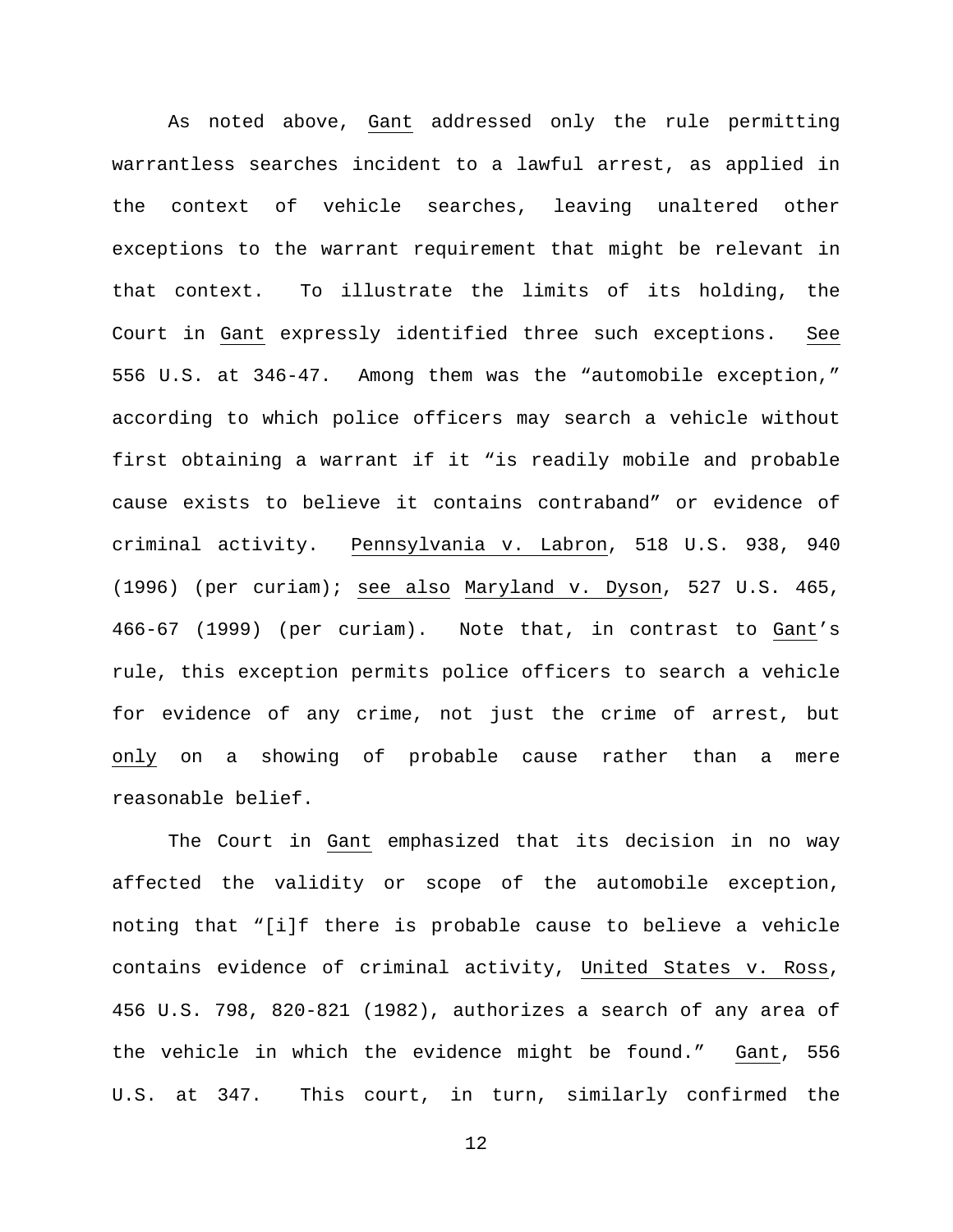As noted above, Gant addressed only the rule permitting warrantless searches incident to a lawful arrest, as applied in the context of vehicle searches, leaving unaltered other exceptions to the warrant requirement that might be relevant in that context. To illustrate the limits of its holding, the Court in Gant expressly identified three such exceptions. See 556 U.S. at 346-47. Among them was the "automobile exception," according to which police officers may search a vehicle without first obtaining a warrant if it "is readily mobile and probable cause exists to believe it contains contraband" or evidence of criminal activity. Pennsylvania v. Labron, 518 U.S. 938, 940 (1996) (per curiam); see also Maryland v. Dyson, 527 U.S. 465, 466-67 (1999) (per curiam). Note that, in contrast to Gant's rule, this exception permits police officers to search a vehicle for evidence of any crime, not just the crime of arrest, but only on a showing of probable cause rather than a mere reasonable belief.

The Court in Gant emphasized that its decision in no way affected the validity or scope of the automobile exception, noting that "[i]f there is probable cause to believe a vehicle contains evidence of criminal activity, United States v. Ross, 456 U.S. 798, 820-821 (1982), authorizes a search of any area of the vehicle in which the evidence might be found." Gant, 556 U.S. at 347. This court, in turn, similarly confirmed the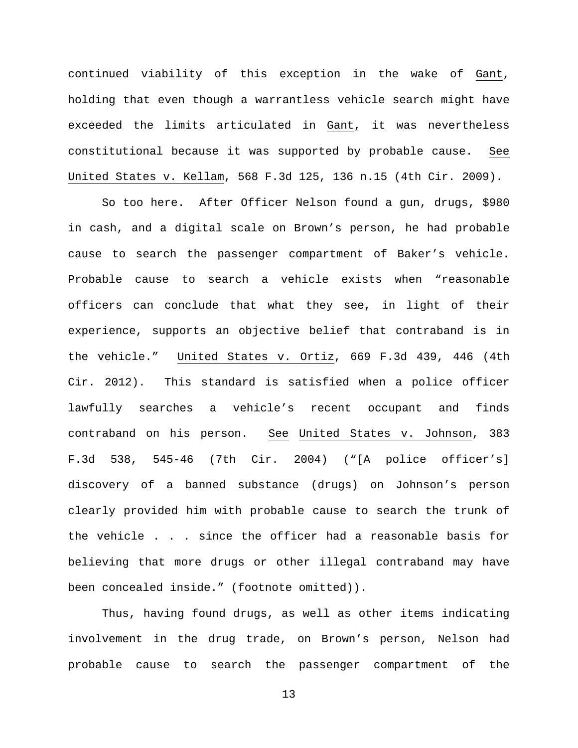continued viability of this exception in the wake of Gant, holding that even though a warrantless vehicle search might have exceeded the limits articulated in Gant, it was nevertheless constitutional because it was supported by probable cause. See United States v. Kellam, 568 F.3d 125, 136 n.15 (4th Cir. 2009).

So too here. After Officer Nelson found a gun, drugs, $980 in cash, and a digital scale on Brown's person, he had probable cause to search the passenger compartment of Baker's vehicle. Probable cause to search a vehicle exists when "reasonable officers can conclude that what they see, in light of their experience, supports an objective belief that contraband is in the vehicle." United States v. Ortiz, 669 F.3d 439, 446 (4th Cir. 2012). This standard is satisfied when a police officer lawfully searches a vehicle's recent occupant and finds contraband on his person. See United States v. Johnson, 383 F.3d 538, 545-46 (7th Cir. 2004) ("[A police officer's] discovery of a banned substance (drugs) on Johnson's person clearly provided him with probable cause to search the trunk of the vehicle . . . since the officer had a reasonable basis for believing that more drugs or other illegal contraband may have been concealed inside." (footnote omitted)).

Thus, having found drugs, as well as other items indicating involvement in the drug trade, on Brown's person, Nelson had probable cause to search the passenger compartment of the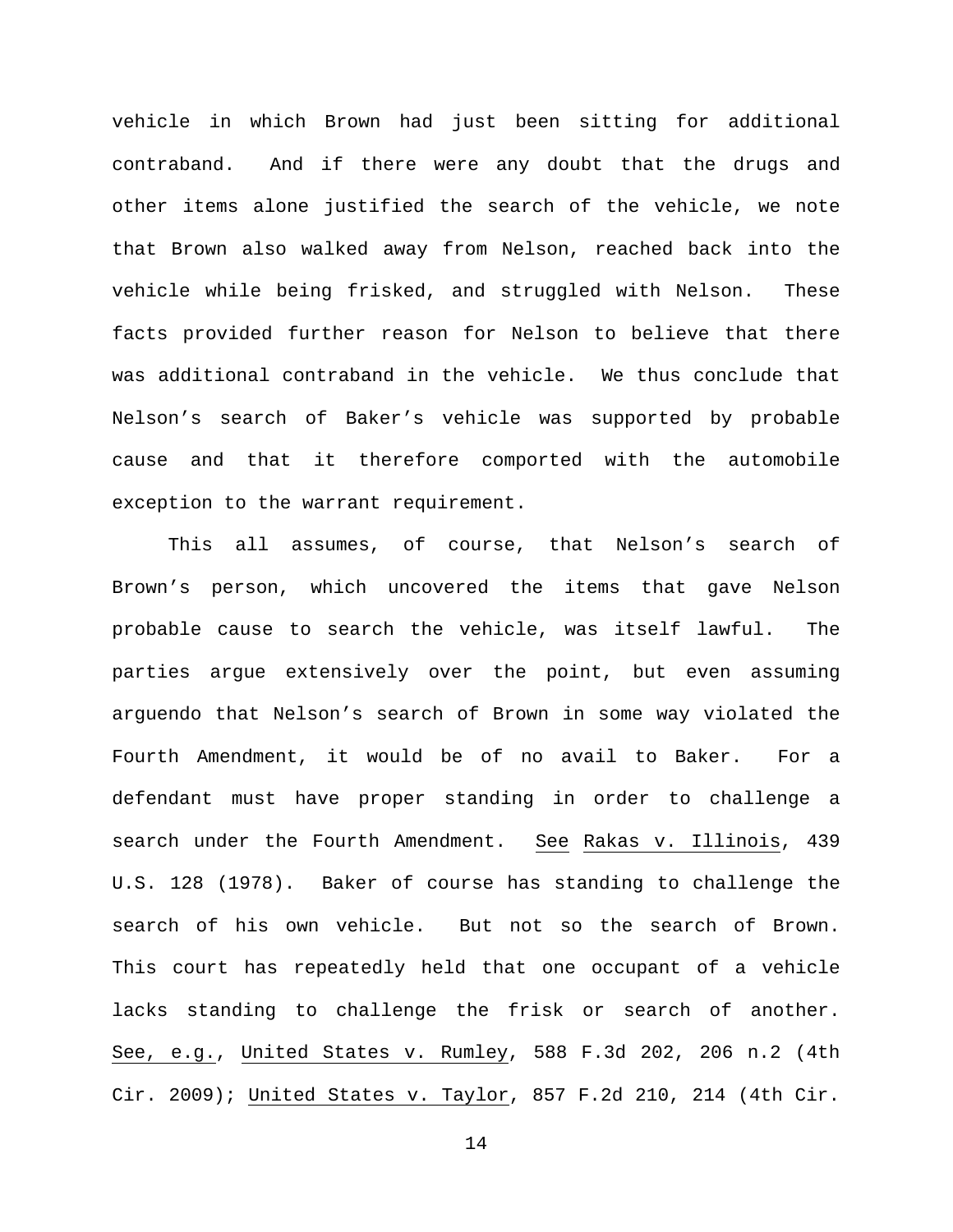vehicle in which Brown had just been sitting for additional contraband. And if there were any doubt that the drugs and other items alone justified the search of the vehicle, we note that Brown also walked away from Nelson, reached back into the vehicle while being frisked, and struggled with Nelson. These facts provided further reason for Nelson to believe that there was additional contraband in the vehicle. We thus conclude that Nelson's search of Baker's vehicle was supported by probable cause and that it therefore comported with the automobile exception to the warrant requirement.

This all assumes, of course, that Nelson's search of Brown's person, which uncovered the items that gave Nelson probable cause to search the vehicle, was itself lawful. The parties argue extensively over the point, but even assuming arguendo that Nelson's search of Brown in some way violated the Fourth Amendment, it would be of no avail to Baker. For a defendant must have proper standing in order to challenge a search under the Fourth Amendment. See Rakas v. Illinois, 439 U.S. 128 (1978). Baker of course has standing to challenge the search of his own vehicle. But not so the search of Brown. This court has repeatedly held that one occupant of a vehicle lacks standing to challenge the frisk or search of another. See, e.g., United States v. Rumley, 588 F.3d 202, 206 n.2 (4th Cir. 2009); United States v. Taylor, 857 F.2d 210, 214 (4th Cir.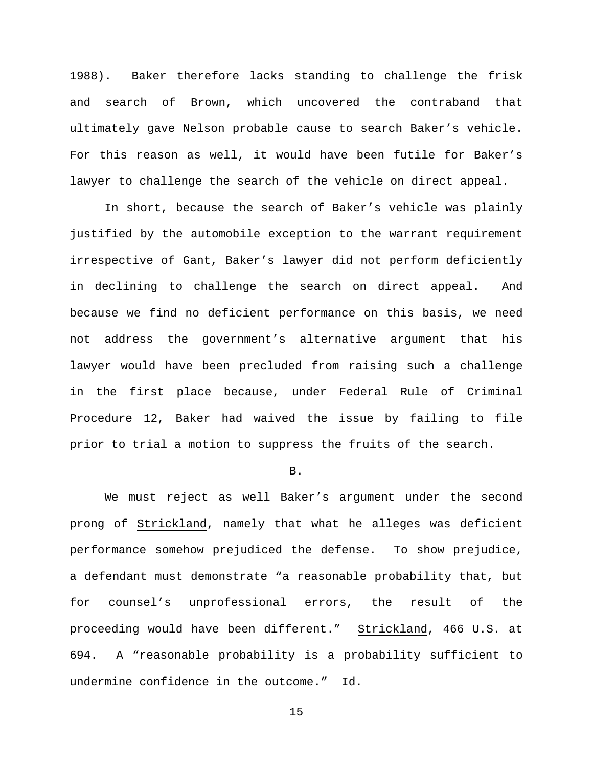1988). Baker therefore lacks standing to challenge the frisk and search of Brown, which uncovered the contraband that ultimately gave Nelson probable cause to search Baker's vehicle. For this reason as well, it would have been futile for Baker's lawyer to challenge the search of the vehicle on direct appeal.

In short, because the search of Baker's vehicle was plainly justified by the automobile exception to the warrant requirement irrespective of Gant, Baker's lawyer did not perform deficiently in declining to challenge the search on direct appeal. And because we find no deficient performance on this basis, we need not address the government's alternative argument that his lawyer would have been precluded from raising such a challenge in the first place because, under Federal Rule of Criminal Procedure 12, Baker had waived the issue by failing to file prior to trial a motion to suppress the fruits of the search.

B.

We must reject as well Baker's argument under the second prong of Strickland, namely that what he alleges was deficient performance somehow prejudiced the defense. To show prejudice, a defendant must demonstrate "a reasonable probability that, but for counsel's unprofessional errors, the result of the proceeding would have been different." Strickland, 466 U.S. at 694. A "reasonable probability is a probability sufficient to undermine confidence in the outcome." Id.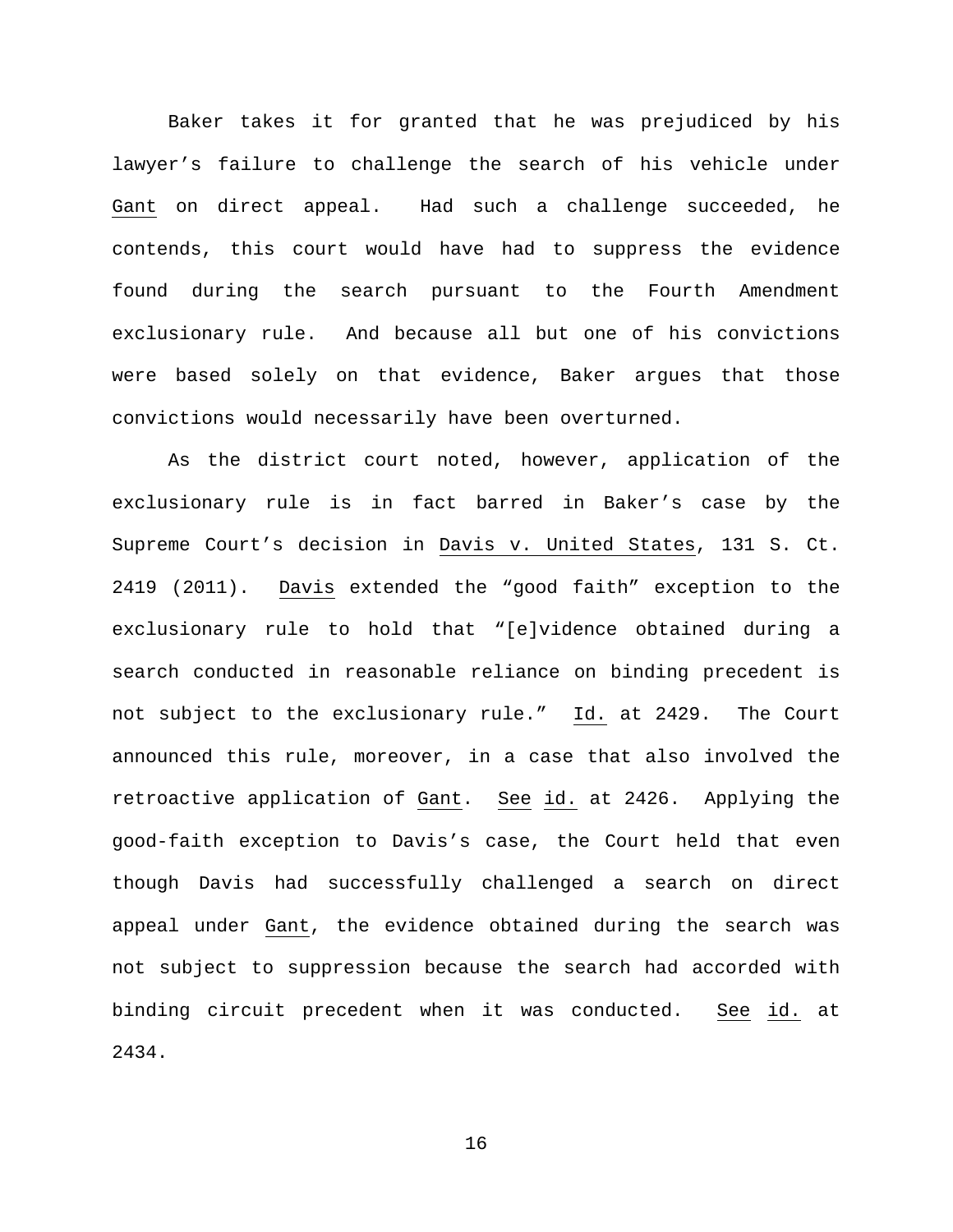Baker takes it for granted that he was prejudiced by his lawyer's failure to challenge the search of his vehicle under Gant on direct appeal. Had such a challenge succeeded, he contends, this court would have had to suppress the evidence found during the search pursuant to the Fourth Amendment exclusionary rule. And because all but one of his convictions were based solely on that evidence, Baker argues that those convictions would necessarily have been overturned.

As the district court noted, however, application of the exclusionary rule is in fact barred in Baker's case by the Supreme Court's decision in Davis v. United States, 131 S. Ct. 2419 (2011). Davis extended the "good faith" exception to the exclusionary rule to hold that "[e]vidence obtained during a search conducted in reasonable reliance on binding precedent is not subject to the exclusionary rule." Id. at 2429. The Court announced this rule, moreover, in a case that also involved the retroactive application of Gant. See id. at 2426. Applying the good-faith exception to Davis's case, the Court held that even though Davis had successfully challenged a search on direct appeal under Gant, the evidence obtained during the search was not subject to suppression because the search had accorded with binding circuit precedent when it was conducted. See id. at 2434.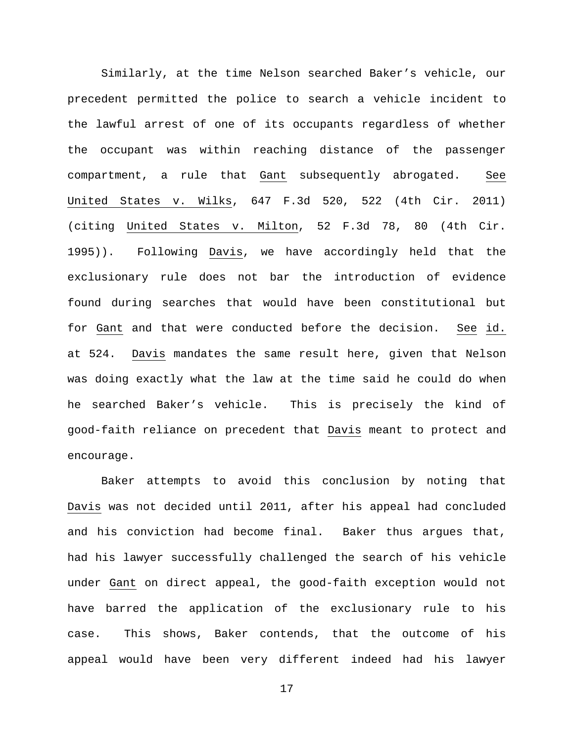Similarly, at the time Nelson searched Baker's vehicle, our precedent permitted the police to search a vehicle incident to the lawful arrest of one of its occupants regardless of whether the occupant was within reaching distance of the passenger compartment, a rule that Gant subsequently abrogated. See United States v. Wilks, 647 F.3d 520, 522 (4th Cir. 2011) (citing United States v. Milton, 52 F.3d 78, 80 (4th Cir. 1995)). Following Davis, we have accordingly held that the exclusionary rule does not bar the introduction of evidence found during searches that would have been constitutional but for Gant and that were conducted before the decision. See id. at 524. Davis mandates the same result here, given that Nelson was doing exactly what the law at the time said he could do when he searched Baker's vehicle. This is precisely the kind of good-faith reliance on precedent that Davis meant to protect and encourage.

Baker attempts to avoid this conclusion by noting that Davis was not decided until 2011, after his appeal had concluded and his conviction had become final. Baker thus argues that, had his lawyer successfully challenged the search of his vehicle under Gant on direct appeal, the good-faith exception would not have barred the application of the exclusionary rule to his case. This shows, Baker contends, that the outcome of his appeal would have been very different indeed had his lawyer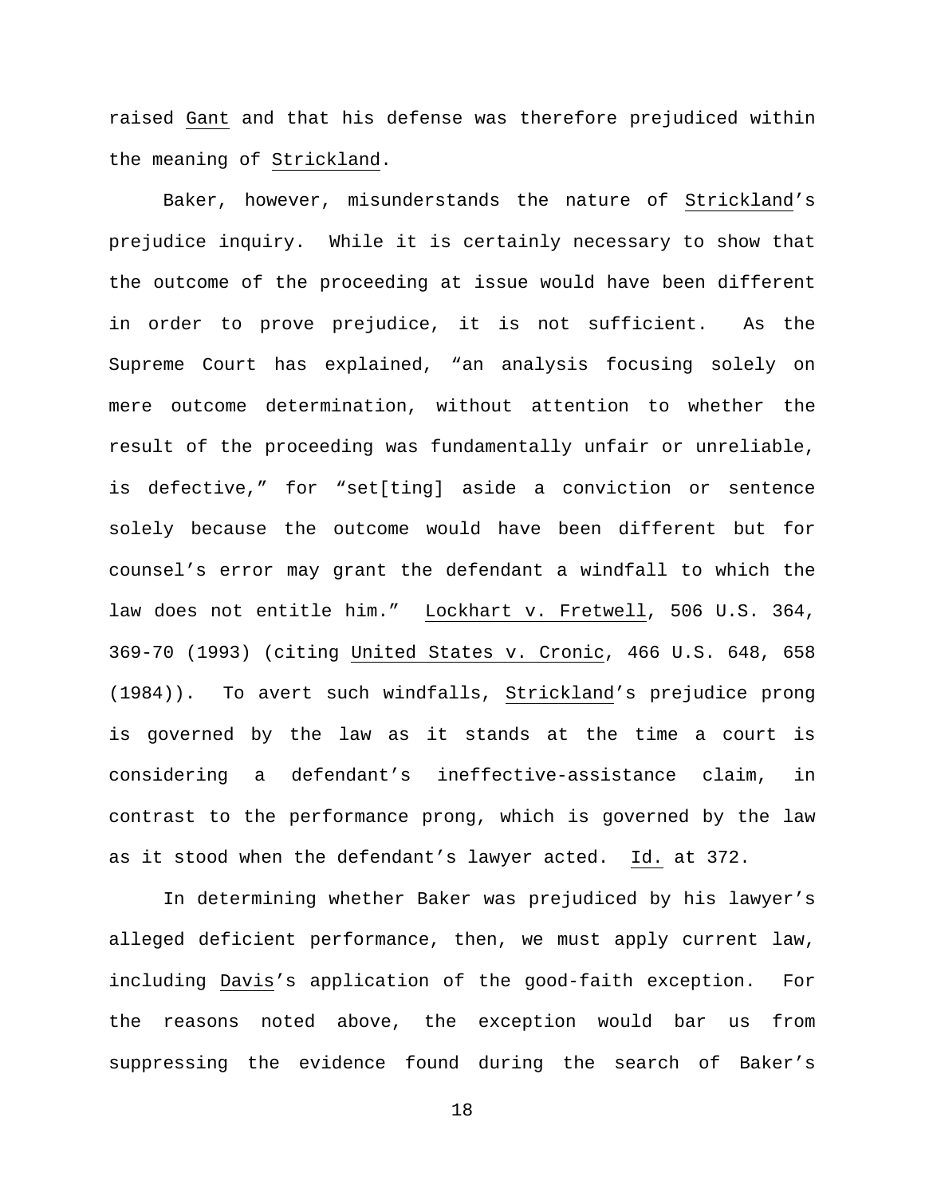raised Gant and that his defense was therefore prejudiced within the meaning of Strickland.

Baker, however, misunderstands the nature of Strickland's prejudice inquiry. While it is certainly necessary to show that the outcome of the proceeding at issue would have been different in order to prove prejudice, it is not sufficient. As the Supreme Court has explained, "an analysis focusing solely on mere outcome determination, without attention to whether the result of the proceeding was fundamentally unfair or unreliable, is defective," for "set[ting] aside a conviction or sentence solely because the outcome would have been different but for counsel's error may grant the defendant a windfall to which the law does not entitle him." Lockhart v. Fretwell, 506 U.S. 364, 369-70 (1993) (citing United States v. Cronic, 466 U.S. 648, 658 (1984)). To avert such windfalls, Strickland's prejudice prong is governed by the law as it stands at the time a court is considering a defendant's ineffective-assistance claim, in contrast to the performance prong, which is governed by the law as it stood when the defendant's lawyer acted. Id. at 372.

In determining whether Baker was prejudiced by his lawyer's alleged deficient performance, then, we must apply current law, including Davis's application of the good-faith exception. For the reasons noted above, the exception would bar us from suppressing the evidence found during the search of Baker's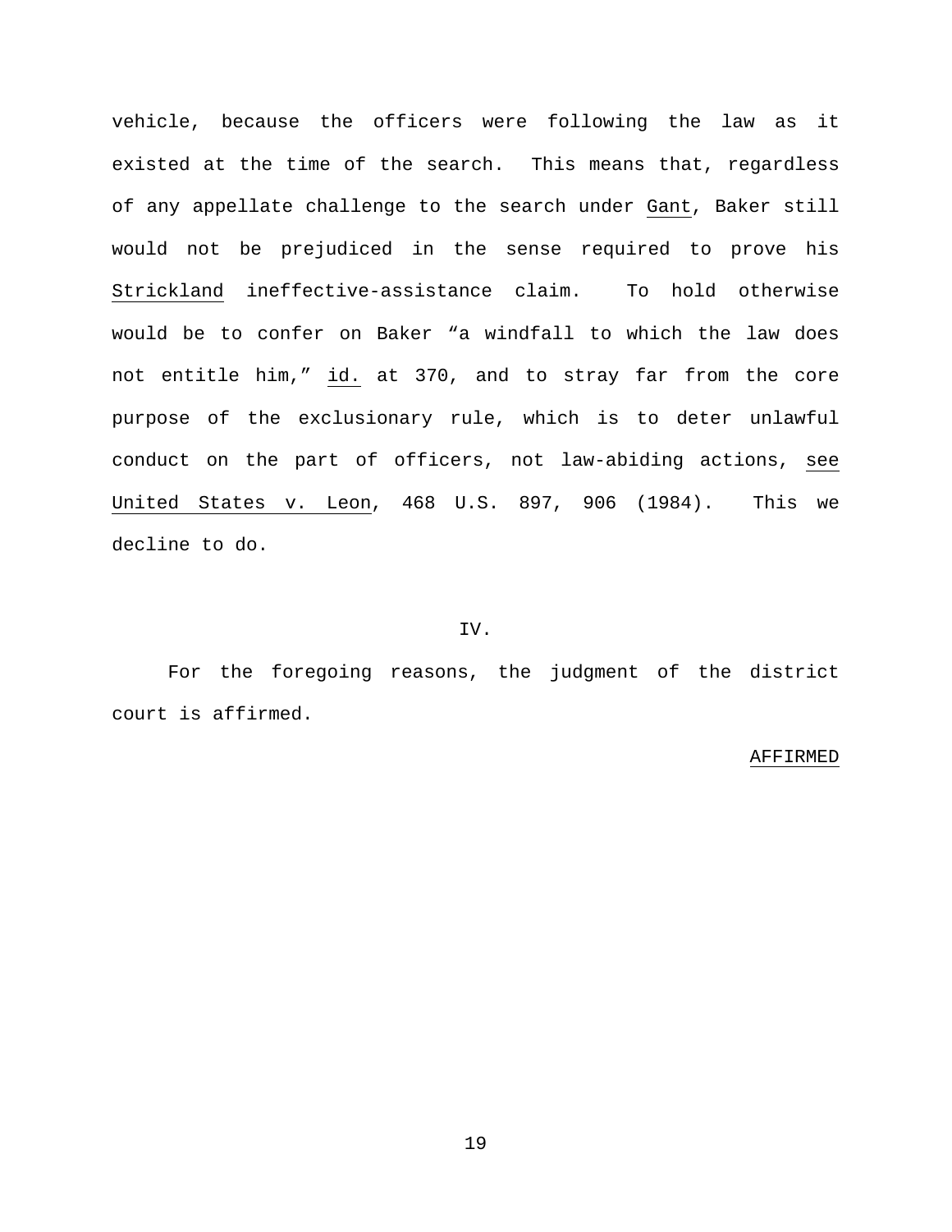vehicle, because the officers were following the law as it existed at the time of the search. This means that, regardless of any appellate challenge to the search under Gant, Baker still would not be prejudiced in the sense required to prove his Strickland ineffective-assistance claim. To hold otherwise would be to confer on Baker "a windfall to which the law does not entitle him," id. at 370, and to stray far from the core purpose of the exclusionary rule, which is to deter unlawful conduct on the part of officers, not law-abiding actions, see United States v. Leon, 468 U.S. 897, 906 (1984). This we decline to do.

## IV.

For the foregoing reasons, the judgment of the district court is affirmed.

AFFIRMED